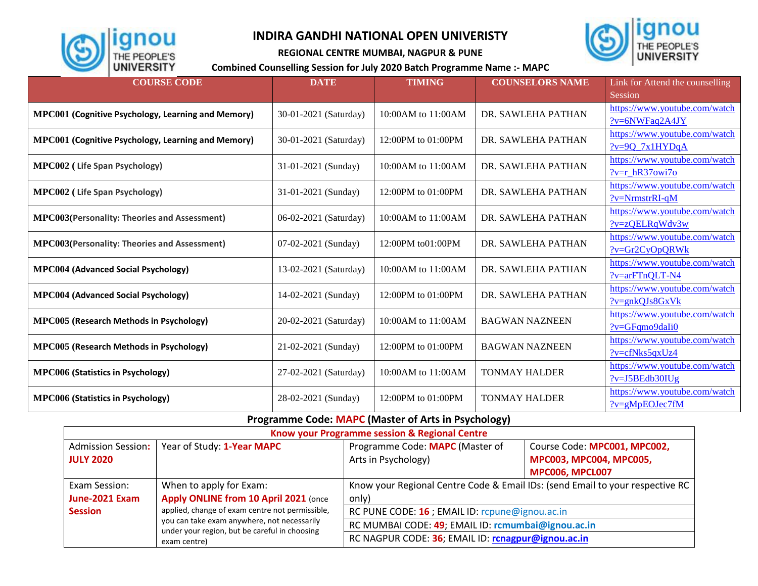# INDIRA GANDHI NATIONAL OPEN UNIVERISTY

## REGIONAL CENTRE MUMBAI, NAGPUR & PUNE

### Combined Counselling Session for July 2020 Batch Programme Name :- MAPC

| COURSE CODE | DATE | TIMING | COUNSELORS NAME | Link for Attend the counselling Session |
|---|---|---|---|---|
| **MPC001 (Cognitive Psychology, Learning and Memory)** | 30-01-2021 (Saturday) | 10:00AM to 11:00AM | DR. SAWLEHA PATHAN | https://www.youtube.com/watch?v=6NWFaq2A4JY |
| **MPC001 (Cognitive Psychology, Learning and Memory)** | 30-01-2021 (Saturday) | 12:00PM to 01:00PM | DR. SAWLEHA PATHAN | https://www.youtube.com/watch?v=9Q_7x1HYDqA |
| **MPC002 ( Life Span Psychology)** | 31-01-2021 (Sunday) | 10:00AM to 11:00AM | DR. SAWLEHA PATHAN | https://www.youtube.com/watch?v=r_hR37owi7o |
| **MPC002 ( Life Span Psychology)** | 31-01-2021 (Sunday) | 12:00PM to 01:00PM | DR. SAWLEHA PATHAN | https://www.youtube.com/watch?v=NrmstrRI-qM |
| **MPC003(Personality: Theories and Assessment)** | 06-02-2021 (Saturday) | 10:00AM to 11:00AM | DR. SAWLEHA PATHAN | https://www.youtube.com/watch?v=zQELRqWdv3w |
| **MPC003(Personality: Theories and Assessment)** | 07-02-2021 (Sunday) | 12:00PM to01:00PM | DR. SAWLEHA PATHAN | https://www.youtube.com/watch?v=Gr2CyOpQRWk |
| **MPC004 (Advanced Social Psychology)** | 13-02-2021 (Saturday) | 10:00AM to 11:00AM | DR. SAWLEHA PATHAN | https://www.youtube.com/watch?v=arFTnQLT-N4 |
| **MPC004 (Advanced Social Psychology)** | 14-02-2021 (Sunday) | 12:00PM to 01:00PM | DR. SAWLEHA PATHAN | https://www.youtube.com/watch?v=gnkQJs8GxVk |
| **MPC005 (Research Methods in Psychology)** | 20-02-2021 (Saturday) | 10:00AM to 11:00AM | BAGWAN NAZNEEN | https://www.youtube.com/watch?v=GFqmo9daIi0 |
| **MPC005 (Research Methods in Psychology)** | 21-02-2021 (Sunday) | 12:00PM to 01:00PM | BAGWAN NAZNEEN | https://www.youtube.com/watch?v=cfNks5qxUz4 |
| **MPC006 (Statistics in Psychology)** | 27-02-2021 (Saturday) | 10:00AM to 11:00AM | TONMAY HALDER | https://www.youtube.com/watch?v=J5BEdb30IUg |
| **MPC006 (Statistics in Psychology)** | 28-02-2021 (Sunday) | 12:00PM to 01:00PM | TONMAY HALDER | https://www.youtube.com/watch?v=gMpEOJec7fM |

**Programme Code: MAPC (Master of Arts in Psychology)**

| **Know your Programme session & Regional Centre** | | | |
|---|---|---|---|
| Admission Session: **JULY 2020** | Year of Study: **1-Year MAPC** | Programme Code: **MAPC** (Master of Arts in Psychology) | Course Code: **MPC001, MPC002, MPC003, MPC004, MPC005, MPC006, MPCL007** |
| Exam Session: **June-2021 Exam Session** | When to apply for Exam: **Apply ONLINE from 10 April 2021** (once applied, change of exam centre not permissible, you can take exam anywhere, not necessarily under your region, but be careful in choosing exam centre) | Know your Regional Centre Code & Email IDs: (send Email to your respective RC only) | |
| | | RC PUNE CODE: **16** ; EMAIL ID: rcpune@ignou.ac.in | |
| | | RC MUMBAI CODE: **49**; EMAIL ID: **rcmumbai@ignou.ac.in** | |
| | | RC NAGPUR CODE: **36**; EMAIL ID: **rcnagpur@ignou.ac.in** | |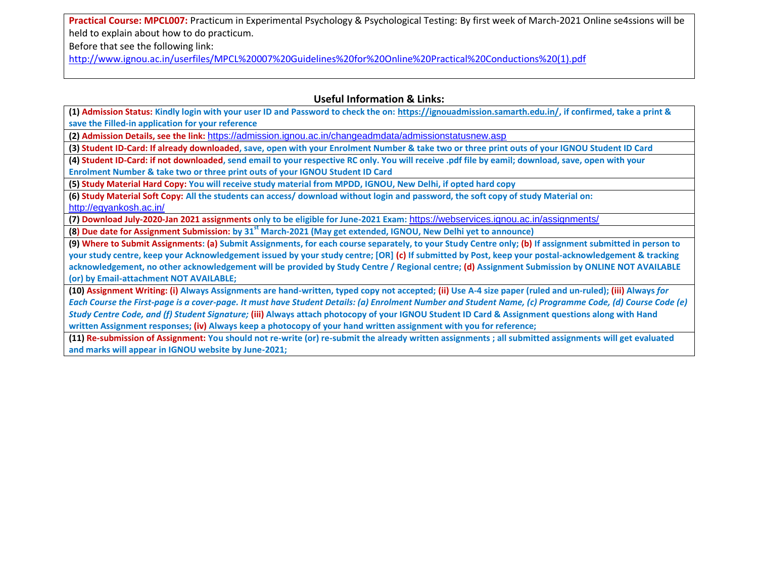**Practical Course: MPCL007:** Practicum in Experimental Psychology & Psychological Testing: By first week of March-2021 Online se4ssions will be held to explain about how to do practicum.

Before that see the following link:

http://www.ignou.ac.in/userfiles/MPCL%20007%20Guidelines%20for%20Online%20Practical%20Conductions%20(1).pdf

## Useful Information & Links:

| |
|---|
| **(1) Admission Status: Kindly login with your user ID and Password to check the on: https://ignouadmission.samarth.edu.in/, if confirmed, take a print & save the Filled-in application for your reference** |
| **(2) Admission Details, see the link:** https://admission.ignou.ac.in/changeadmdata/admissionstatusnew.asp |
| **(3) Student ID-Card: If already downloaded, save, open with your Enrolment Number & take two or three print outs of your IGNOU Student ID Card** |
| **(4) Student ID-Card: if not downloaded, send email to your respective RC only. You will receive .pdf file by eamil; download, save, open with your Enrolment Number & take two or three print outs of your IGNOU Student ID Card** |
| **(5) Study Material Hard Copy: You will receive study material from MPDD, IGNOU, New Delhi, if opted hard copy** |
| **(6) Study Material Soft Copy: All the students can access/ download without login and password, the soft copy of study Material on:** http://egyankosh.ac.in/ |
| **(7) Download July-2020-Jan 2021 assignments only to be eligible for June-2021 Exam:** https://webservices.ignou.ac.in/assignments/ |
| **(8) Due date for Assignment Submission: by 31st March-2021 (May get extended, IGNOU, New Delhi yet to announce)** |
| **(9) Where to Submit Assignments: (a) Submit Assignments, for each course separately, to your Study Centre only; (b) If assignment submitted in person to your study centre, keep your Acknowledgement issued by your study centre; [OR] (c) If submitted by Post, keep your postal-acknowledgement & tracking acknowledgement, no other acknowledgement will be provided by Study Centre / Regional centre; (d) Assignment Submission by ONLINE NOT AVAILABLE (or) by Email-attachment NOT AVAILABLE;** |
| **(10) Assignment Writing: (i) Always Assignments are hand-written, typed copy not accepted; (ii) Use A-4 size paper (ruled and un-ruled); (iii) Always** ***for Each Course the First-page is a cover-page. It must have Student Details: (a) Enrolment Number and Student Name, (c) Programme Code, (d) Course Code (e) Study Centre Code, and (f) Student Signature;*** **(iii) Always attach photocopy of your IGNOU Student ID Card & Assignment questions along with Hand written Assignment responses; (iv) Always keep a photocopy of your hand written assignment with you for reference;** |
| **(11) Re-submission of Assignment: You should not re-write (or) re-submit the already written assignments ; all submitted assignments will get evaluated and marks will appear in IGNOU website by June-2021;** |